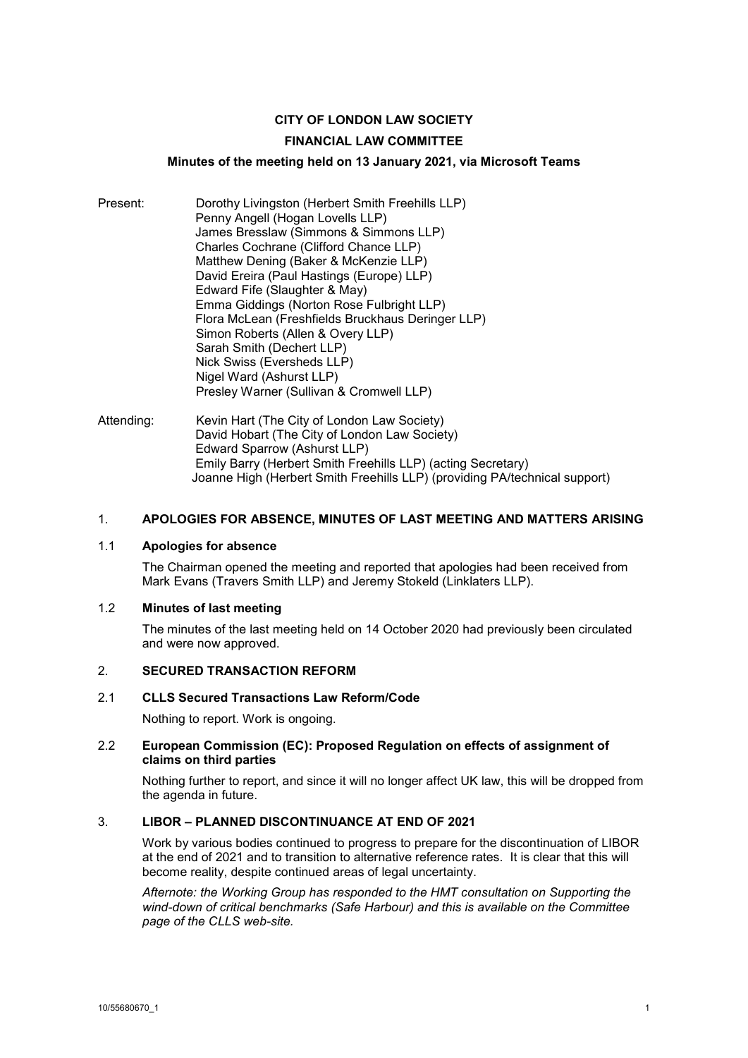**CITY OF LONDON LAW SOCIETY**

**FINANCIAL LAW COMMITTEE**

**Minutes of the meeting held on 13 January 2021, via Microsoft Teams**

Present:
Dorothy Livingston (Herbert Smith Freehills LLP)
Penny Angell (Hogan Lovells LLP)
James Bresslaw (Simmons & Simmons LLP)
Charles Cochrane (Clifford Chance LLP)
Matthew Dening (Baker & McKenzie LLP)
David Ereira (Paul Hastings (Europe) LLP)
Edward Fife (Slaughter & May)
Emma Giddings (Norton Rose Fulbright LLP)
Flora McLean (Freshfields Bruckhaus Deringer LLP)
Simon Roberts (Allen & Overy LLP)
Sarah Smith (Dechert LLP)
Nick Swiss (Eversheds LLP)
Nigel Ward (Ashurst LLP)
Presley Warner (Sullivan & Cromwell LLP)

Attending:
Kevin Hart (The City of London Law Society)
David Hobart (The City of London Law Society)
Edward Sparrow (Ashurst LLP)
Emily Barry (Herbert Smith Freehills LLP) (acting Secretary)
Joanne High (Herbert Smith Freehills LLP) (providing PA/technical support)

## 1. APOLOGIES FOR ABSENCE, MINUTES OF LAST MEETING AND MATTERS ARISING

### 1.1 Apologies for absence

The Chairman opened the meeting and reported that apologies had been received from Mark Evans (Travers Smith LLP) and Jeremy Stokeld (Linklaters LLP).

### 1.2 Minutes of last meeting

The minutes of the last meeting held on 14 October 2020 had previously been circulated and were now approved.

## 2. SECURED TRANSACTION REFORM

### 2.1 CLLS Secured Transactions Law Reform/Code

Nothing to report. Work is ongoing.

### 2.2 European Commission (EC): Proposed Regulation on effects of assignment of claims on third parties

Nothing further to report, and since it will no longer affect UK law, this will be dropped from the agenda in future.

## 3. LIBOR – PLANNED DISCONTINUANCE AT END OF 2021

Work by various bodies continued to progress to prepare for the discontinuation of LIBOR at the end of 2021 and to transition to alternative reference rates. It is clear that this will become reality, despite continued areas of legal uncertainty.

*Afternote: the Working Group has responded to the HMT consultation on Supporting the wind-down of critical benchmarks (Safe Harbour) and this is available on the Committee page of the CLLS web-site.*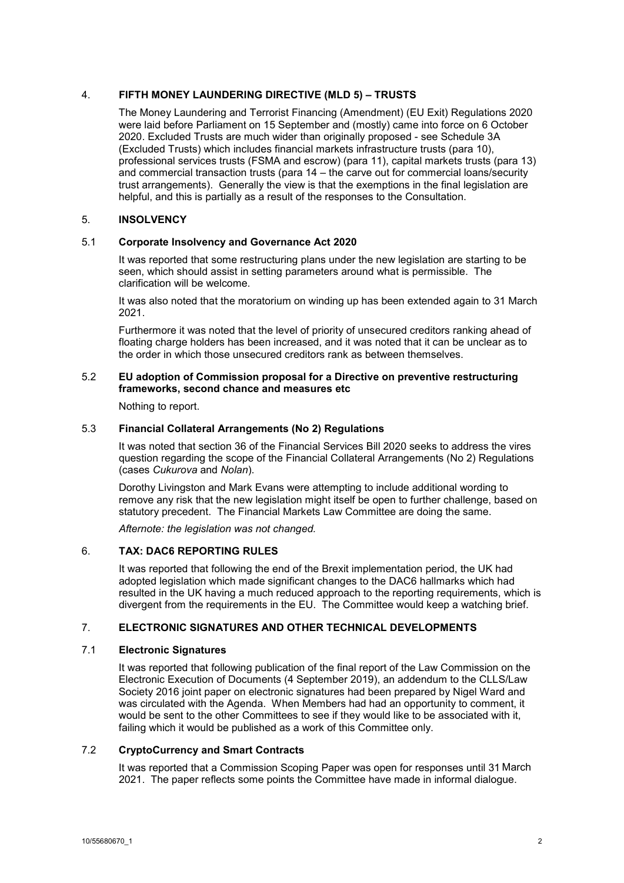## 4. FIFTH MONEY LAUNDERING DIRECTIVE (MLD 5) – TRUSTS

The Money Laundering and Terrorist Financing (Amendment) (EU Exit) Regulations 2020 were laid before Parliament on 15 September and (mostly) came into force on 6 October 2020. Excluded Trusts are much wider than originally proposed - see Schedule 3A (Excluded Trusts) which includes financial markets infrastructure trusts (para 10), professional services trusts (FSMA and escrow) (para 11), capital markets trusts (para 13) and commercial transaction trusts (para 14 – the carve out for commercial loans/security trust arrangements). Generally the view is that the exemptions in the final legislation are helpful, and this is partially as a result of the responses to the Consultation.

## 5. INSOLVENCY

### 5.1 Corporate Insolvency and Governance Act 2020

It was reported that some restructuring plans under the new legislation are starting to be seen, which should assist in setting parameters around what is permissible. The clarification will be welcome.

It was also noted that the moratorium on winding up has been extended again to 31 March 2021.

Furthermore it was noted that the level of priority of unsecured creditors ranking ahead of floating charge holders has been increased, and it was noted that it can be unclear as to the order in which those unsecured creditors rank as between themselves.

### 5.2 EU adoption of Commission proposal for a Directive on preventive restructuring frameworks, second chance and measures etc

Nothing to report.

### 5.3 Financial Collateral Arrangements (No 2) Regulations

It was noted that section 36 of the Financial Services Bill 2020 seeks to address the vires question regarding the scope of the Financial Collateral Arrangements (No 2) Regulations (cases *Cukurova* and *Nolan*).

Dorothy Livingston and Mark Evans were attempting to include additional wording to remove any risk that the new legislation might itself be open to further challenge, based on statutory precedent. The Financial Markets Law Committee are doing the same.

*Afternote: the legislation was not changed.*

## 6. TAX: DAC6 REPORTING RULES

It was reported that following the end of the Brexit implementation period, the UK had adopted legislation which made significant changes to the DAC6 hallmarks which had resulted in the UK having a much reduced approach to the reporting requirements, which is divergent from the requirements in the EU. The Committee would keep a watching brief.

## 7. ELECTRONIC SIGNATURES AND OTHER TECHNICAL DEVELOPMENTS

### 7.1 Electronic Signatures

It was reported that following publication of the final report of the Law Commission on the Electronic Execution of Documents (4 September 2019), an addendum to the CLLS/Law Society 2016 joint paper on electronic signatures had been prepared by Nigel Ward and was circulated with the Agenda. When Members had had an opportunity to comment, it would be sent to the other Committees to see if they would like to be associated with it, failing which it would be published as a work of this Committee only.

### 7.2 CryptoCurrency and Smart Contracts

It was reported that a Commission Scoping Paper was open for responses until 31 March 2021. The paper reflects some points the Committee have made in informal dialogue.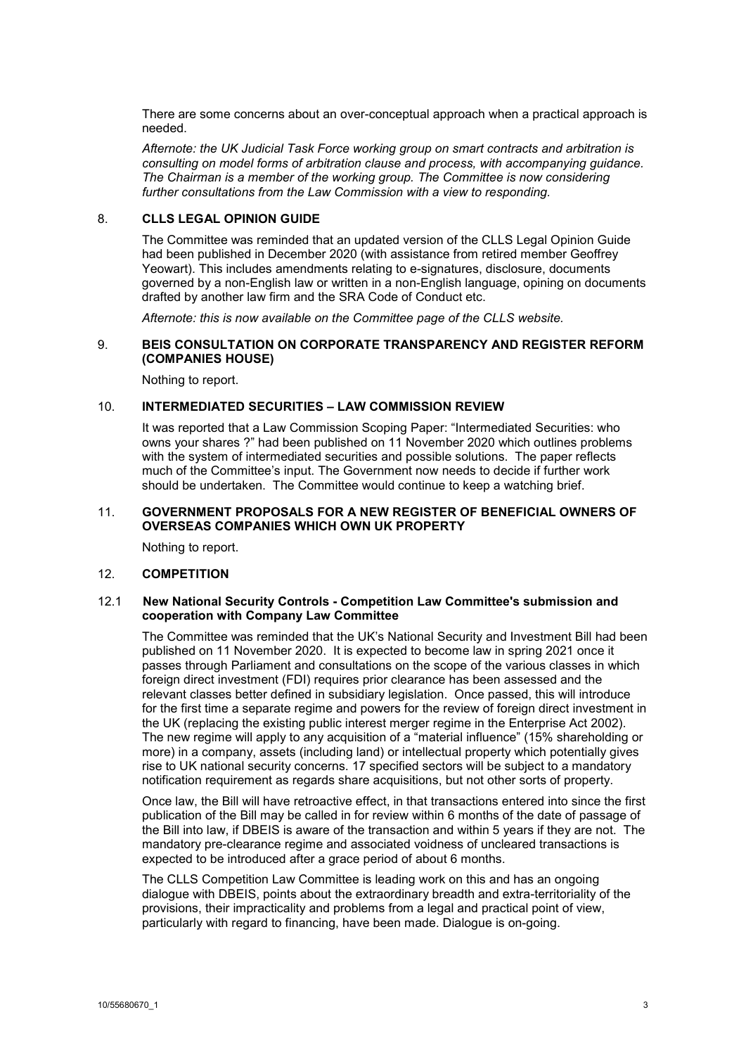There are some concerns about an over-conceptual approach when a practical approach is needed.

*Afternote: the UK Judicial Task Force working group on smart contracts and arbitration is consulting on model forms of arbitration clause and process, with accompanying guidance. The Chairman is a member of the working group. The Committee is now considering further consultations from the Law Commission with a view to responding.*

## 8. CLLS LEGAL OPINION GUIDE

The Committee was reminded that an updated version of the CLLS Legal Opinion Guide had been published in December 2020 (with assistance from retired member Geoffrey Yeowart). This includes amendments relating to e-signatures, disclosure, documents governed by a non-English law or written in a non-English language, opining on documents drafted by another law firm and the SRA Code of Conduct etc.

*Afternote: this is now available on the Committee page of the CLLS website.*

## 9. BEIS CONSULTATION ON CORPORATE TRANSPARENCY AND REGISTER REFORM (COMPANIES HOUSE)

Nothing to report.

## 10. INTERMEDIATED SECURITIES – LAW COMMISSION REVIEW

It was reported that a Law Commission Scoping Paper: "Intermediated Securities: who owns your shares ?" had been published on 11 November 2020 which outlines problems with the system of intermediated securities and possible solutions. The paper reflects much of the Committee's input. The Government now needs to decide if further work should be undertaken. The Committee would continue to keep a watching brief.

## 11. GOVERNMENT PROPOSALS FOR A NEW REGISTER OF BENEFICIAL OWNERS OF OVERSEAS COMPANIES WHICH OWN UK PROPERTY

Nothing to report.

## 12. COMPETITION

### 12.1 New National Security Controls - Competition Law Committee's submission and cooperation with Company Law Committee

The Committee was reminded that the UK's National Security and Investment Bill had been published on 11 November 2020. It is expected to become law in spring 2021 once it passes through Parliament and consultations on the scope of the various classes in which foreign direct investment (FDI) requires prior clearance has been assessed and the relevant classes better defined in subsidiary legislation. Once passed, this will introduce for the first time a separate regime and powers for the review of foreign direct investment in the UK (replacing the existing public interest merger regime in the Enterprise Act 2002). The new regime will apply to any acquisition of a "material influence" (15% shareholding or more) in a company, assets (including land) or intellectual property which potentially gives rise to UK national security concerns. 17 specified sectors will be subject to a mandatory notification requirement as regards share acquisitions, but not other sorts of property.

Once law, the Bill will have retroactive effect, in that transactions entered into since the first publication of the Bill may be called in for review within 6 months of the date of passage of the Bill into law, if DBEIS is aware of the transaction and within 5 years if they are not. The mandatory pre-clearance regime and associated voidness of uncleared transactions is expected to be introduced after a grace period of about 6 months.

The CLLS Competition Law Committee is leading work on this and has an ongoing dialogue with DBEIS, points about the extraordinary breadth and extra-territoriality of the provisions, their impracticality and problems from a legal and practical point of view, particularly with regard to financing, have been made. Dialogue is on-going.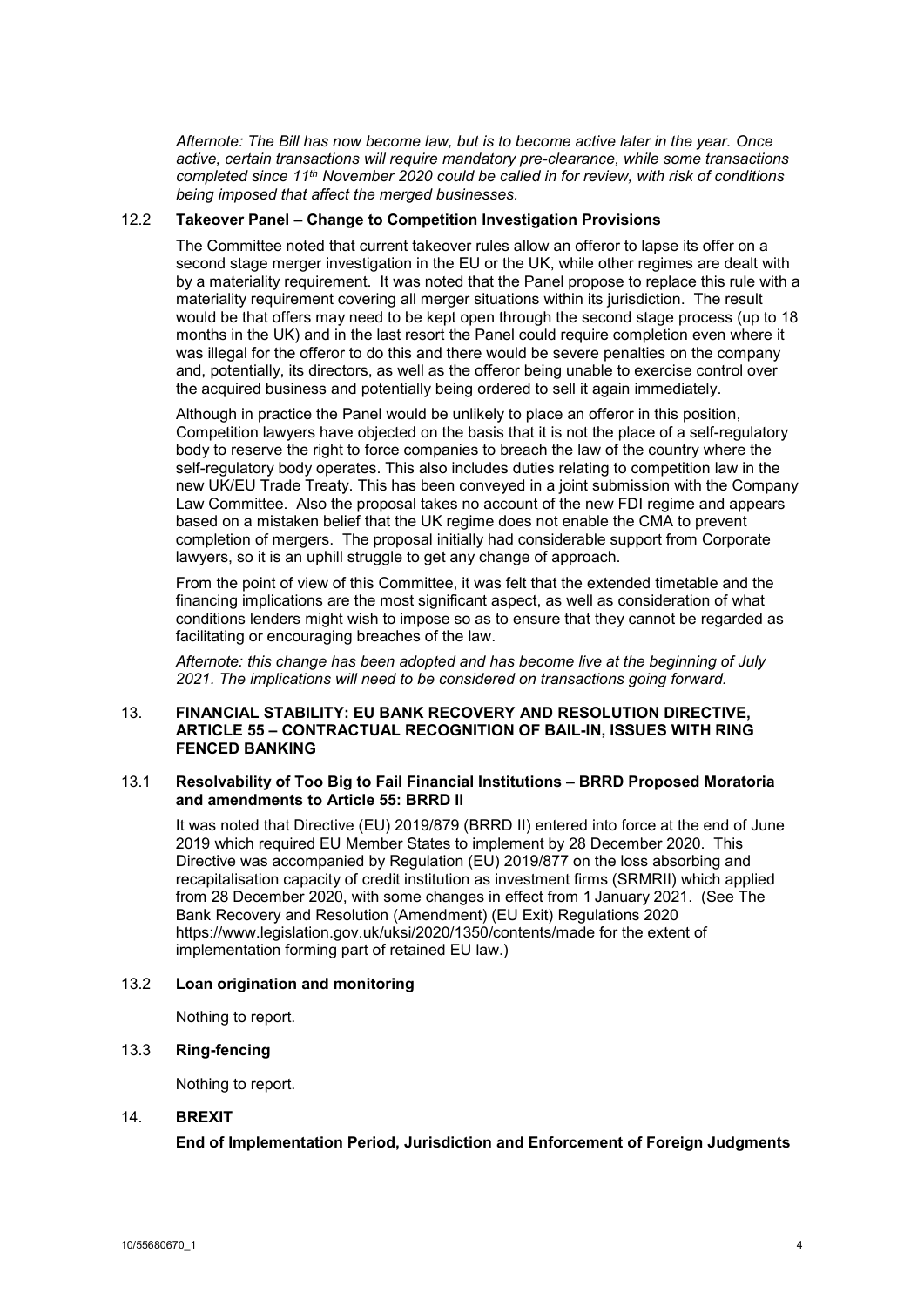*Afternote: The Bill has now become law, but is to become active later in the year. Once active, certain transactions will require mandatory pre-clearance, while some transactions completed since 11th November 2020 could be called in for review, with risk of conditions being imposed that affect the merged businesses.*

### 12.2 Takeover Panel – Change to Competition Investigation Provisions

The Committee noted that current takeover rules allow an offeror to lapse its offer on a second stage merger investigation in the EU or the UK, while other regimes are dealt with by a materiality requirement. It was noted that the Panel propose to replace this rule with a materiality requirement covering all merger situations within its jurisdiction. The result would be that offers may need to be kept open through the second stage process (up to 18 months in the UK) and in the last resort the Panel could require completion even where it was illegal for the offeror to do this and there would be severe penalties on the company and, potentially, its directors, as well as the offeror being unable to exercise control over the acquired business and potentially being ordered to sell it again immediately.

Although in practice the Panel would be unlikely to place an offeror in this position, Competition lawyers have objected on the basis that it is not the place of a self-regulatory body to reserve the right to force companies to breach the law of the country where the self-regulatory body operates. This also includes duties relating to competition law in the new UK/EU Trade Treaty. This has been conveyed in a joint submission with the Company Law Committee. Also the proposal takes no account of the new FDI regime and appears based on a mistaken belief that the UK regime does not enable the CMA to prevent completion of mergers. The proposal initially had considerable support from Corporate lawyers, so it is an uphill struggle to get any change of approach.

From the point of view of this Committee, it was felt that the extended timetable and the financing implications are the most significant aspect, as well as consideration of what conditions lenders might wish to impose so as to ensure that they cannot be regarded as facilitating or encouraging breaches of the law.

*Afternote: this change has been adopted and has become live at the beginning of July 2021. The implications will need to be considered on transactions going forward.*

## 13. FINANCIAL STABILITY: EU BANK RECOVERY AND RESOLUTION DIRECTIVE, ARTICLE 55 – CONTRACTUAL RECOGNITION OF BAIL-IN, ISSUES WITH RING FENCED BANKING

### 13.1 Resolvability of Too Big to Fail Financial Institutions – BRRD Proposed Moratoria and amendments to Article 55: BRRD II

It was noted that Directive (EU) 2019/879 (BRRD II) entered into force at the end of June 2019 which required EU Member States to implement by 28 December 2020. This Directive was accompanied by Regulation (EU) 2019/877 on the loss absorbing and recapitalisation capacity of credit institution as investment firms (SRMRII) which applied from 28 December 2020, with some changes in effect from 1 January 2021. (See The Bank Recovery and Resolution (Amendment) (EU Exit) Regulations 2020 https://www.legislation.gov.uk/uksi/2020/1350/contents/made for the extent of implementation forming part of retained EU law.)

### 13.2 Loan origination and monitoring

Nothing to report.

### 13.3 Ring-fencing

Nothing to report.

## 14. BREXIT

**End of Implementation Period, Jurisdiction and Enforcement of Foreign Judgments**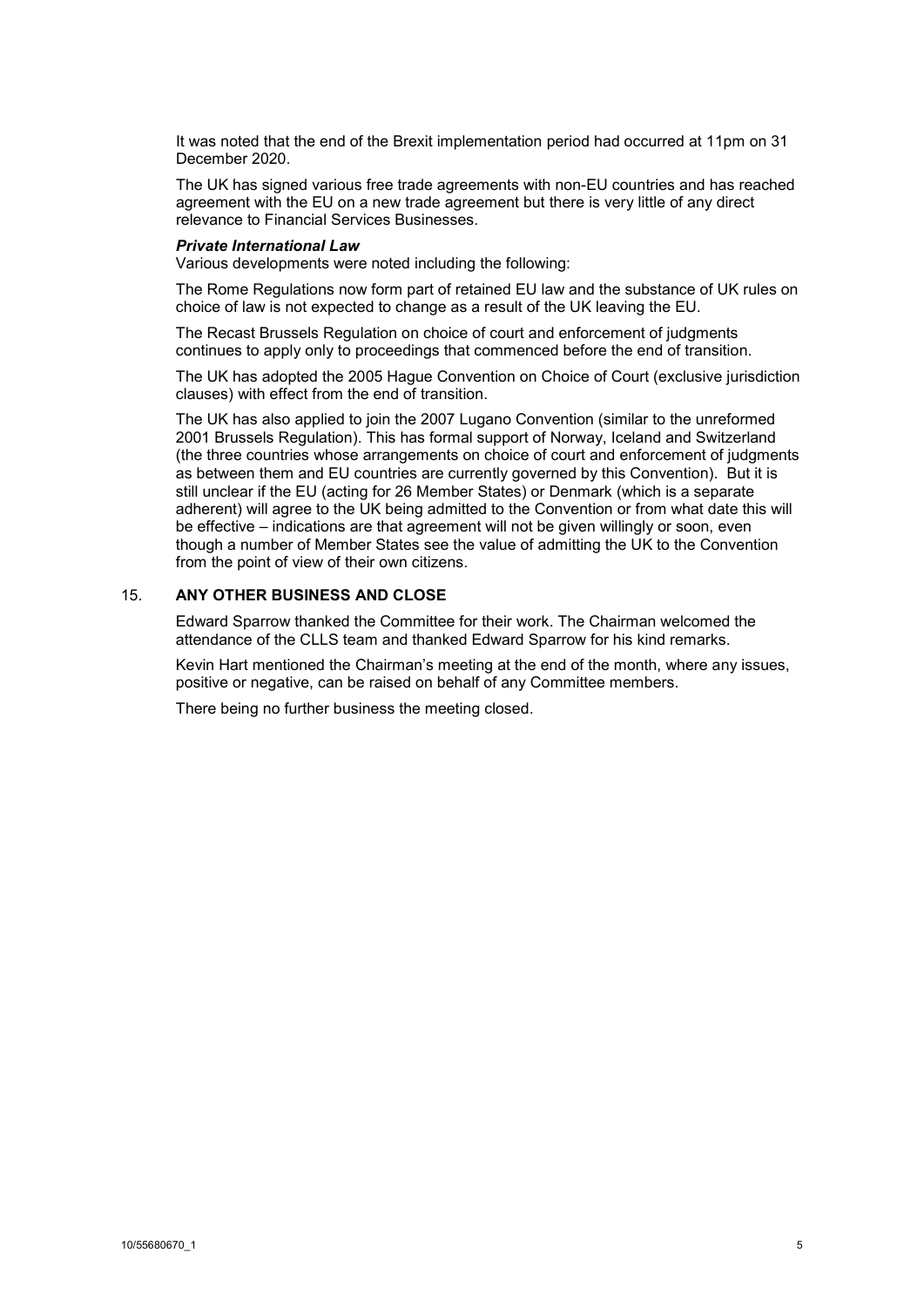It was noted that the end of the Brexit implementation period had occurred at 11pm on 31 December 2020.

The UK has signed various free trade agreements with non-EU countries and has reached agreement with the EU on a new trade agreement but there is very little of any direct relevance to Financial Services Businesses.

***Private International Law***

Various developments were noted including the following:

The Rome Regulations now form part of retained EU law and the substance of UK rules on choice of law is not expected to change as a result of the UK leaving the EU.

The Recast Brussels Regulation on choice of court and enforcement of judgments continues to apply only to proceedings that commenced before the end of transition.

The UK has adopted the 2005 Hague Convention on Choice of Court (exclusive jurisdiction clauses) with effect from the end of transition.

The UK has also applied to join the 2007 Lugano Convention (similar to the unreformed 2001 Brussels Regulation). This has formal support of Norway, Iceland and Switzerland (the three countries whose arrangements on choice of court and enforcement of judgments as between them and EU countries are currently governed by this Convention). But it is still unclear if the EU (acting for 26 Member States) or Denmark (which is a separate adherent) will agree to the UK being admitted to the Convention or from what date this will be effective – indications are that agreement will not be given willingly or soon, even though a number of Member States see the value of admitting the UK to the Convention from the point of view of their own citizens.

## 15. ANY OTHER BUSINESS AND CLOSE

Edward Sparrow thanked the Committee for their work. The Chairman welcomed the attendance of the CLLS team and thanked Edward Sparrow for his kind remarks.

Kevin Hart mentioned the Chairman's meeting at the end of the month, where any issues, positive or negative, can be raised on behalf of any Committee members.

There being no further business the meeting closed.